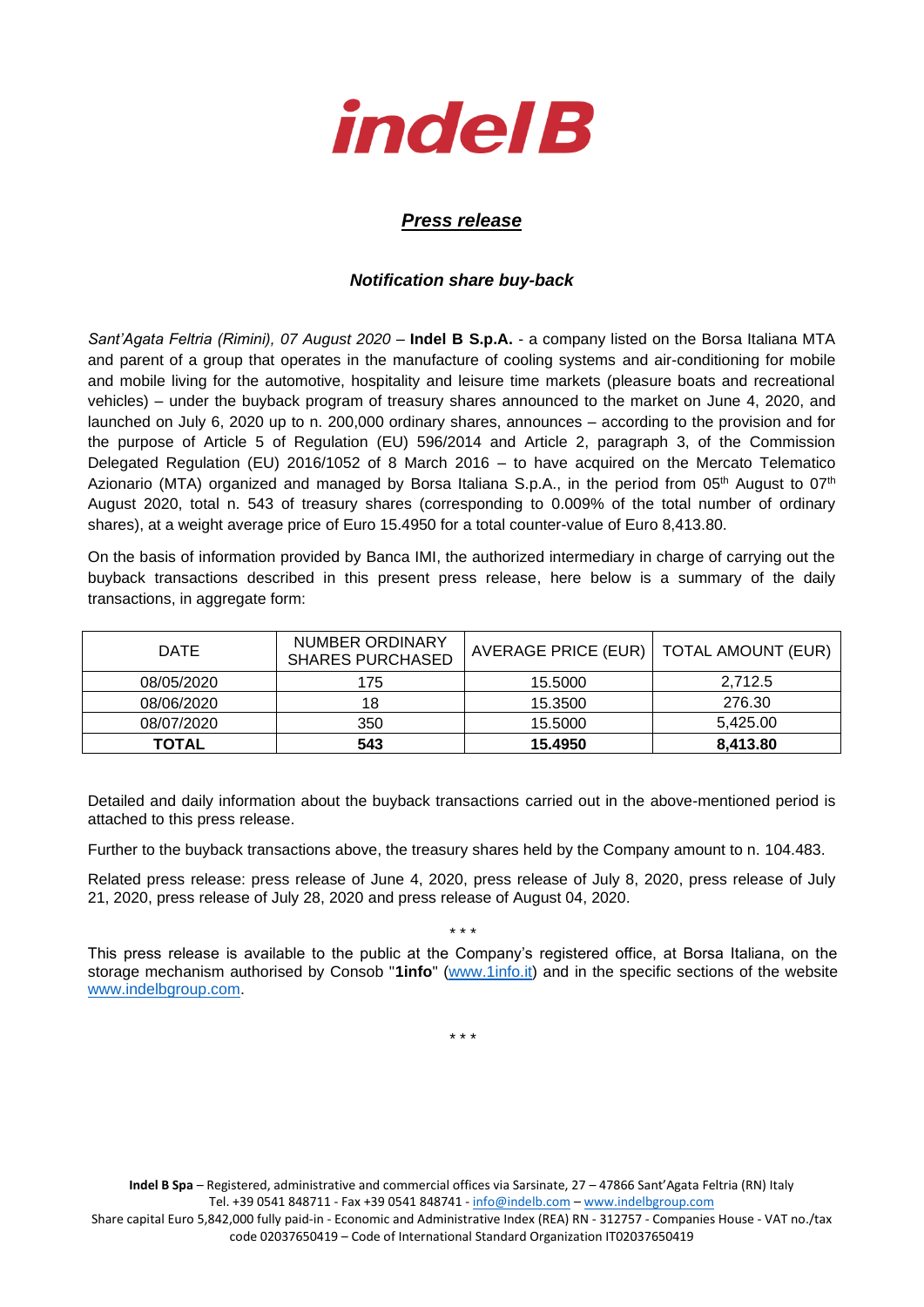# indel B

## *Press release*

### *Notification share buy-back*

*Sant'Agata Feltria (Rimini), 07 August 2020* – **Indel B S.p.A.** - a company listed on the Borsa Italiana MTA and parent of a group that operates in the manufacture of cooling systems and air-conditioning for mobile and mobile living for the automotive, hospitality and leisure time markets (pleasure boats and recreational vehicles) – under the buyback program of treasury shares announced to the market on June 4, 2020, and launched on July 6, 2020 up to n. 200,000 ordinary shares, announces – according to the provision and for the purpose of Article 5 of Regulation (EU) 596/2014 and Article 2, paragraph 3, of the Commission Delegated Regulation (EU) 2016/1052 of 8 March 2016 – to have acquired on the Mercato Telematico Azionario (MTA) organized and managed by Borsa Italiana S.p.A., in the period from 05th August to 07th August 2020, total n. 543 of treasury shares (corresponding to 0.009% of the total number of ordinary shares), at a weight average price of Euro 15.4950 for a total counter-value of Euro 8,413.80.

On the basis of information provided by Banca IMI, the authorized intermediary in charge of carrying out the buyback transactions described in this present press release, here below is a summary of the daily transactions, in aggregate form:

| DATE | NUMBER ORDINARY SHARES PURCHASED | AVERAGE PRICE (EUR) | TOTAL AMOUNT (EUR) |
|---|---|---|---|
| 08/05/2020 | 175 | 15.5000 | 2,712.5 |
| 08/06/2020 | 18 | 15.3500 | 276.30 |
| 08/07/2020 | 350 | 15.5000 | 5,425.00 |
| **TOTAL** | **543** | **15.4950** | **8,413.80** |

Detailed and daily information about the buyback transactions carried out in the above-mentioned period is attached to this press release.

Further to the buyback transactions above, the treasury shares held by the Company amount to n. 104.483.

Related press release: press release of June 4, 2020, press release of July 8, 2020, press release of July 21, 2020, press release of July 28, 2020 and press release of August 04, 2020.

\* \* \*

This press release is available to the public at the Company's registered office, at Borsa Italiana, on the storage mechanism authorised by Consob "**1info**" (www.1info.it) and in the specific sections of the website www.indelbgroup.com.

\* \* \*

**Indel B Spa** – Registered, administrative and commercial offices via Sarsinate, 27 – 47866 Sant'Agata Feltria (RN) Italy
Tel. +39 0541 848711 - Fax +39 0541 848741 - info@indelb.com – www.indelbgroup.com
Share capital Euro 5,842,000 fully paid-in - Economic and Administrative Index (REA) RN - 312757 - Companies House - VAT no./tax code 02037650419 – Code of International Standard Organization IT02037650419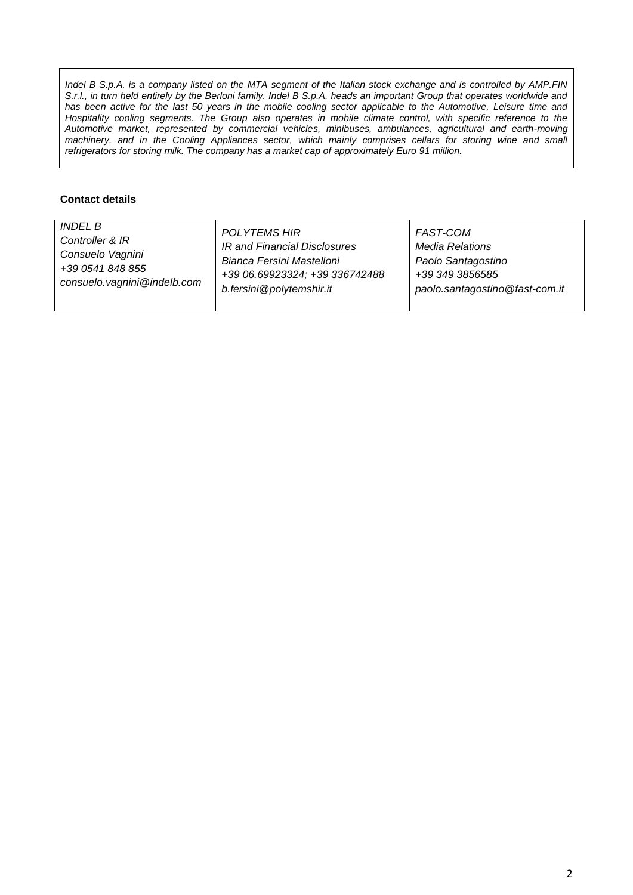*Indel B S.p.A. is a company listed on the MTA segment of the Italian stock exchange and is controlled by AMP.FIN S.r.l., in turn held entirely by the Berloni family. Indel B S.p.A. heads an important Group that operates worldwide and has been active for the last 50 years in the mobile cooling sector applicable to the Automotive, Leisure time and Hospitality cooling segments. The Group also operates in mobile climate control, with specific reference to the Automotive market, represented by commercial vehicles, minibuses, ambulances, agricultural and earth-moving machinery, and in the Cooling Appliances sector, which mainly comprises cellars for storing wine and small refrigerators for storing milk. The company has a market cap of approximately Euro 91 million.*

**Contact details**

| | | |
|---|---|---|
| *INDEL B*<br>*Controller & IR*<br>*Consuelo Vagnini*<br>*+39 0541 848 855*<br>*consuelo.vagnini@indelb.com* | *POLYTEMS HIR*<br>*IR and Financial Disclosures*<br>*Bianca Fersini Mastelloni*<br>*+39 06.69923324; +39 336742488*<br>*b.fersini@polytemshir.it* | *FAST-COM*<br>*Media Relations*<br>*Paolo Santagostino*<br>*+39 349 3856585*<br>*paolo.santagostino@fast-com.it* |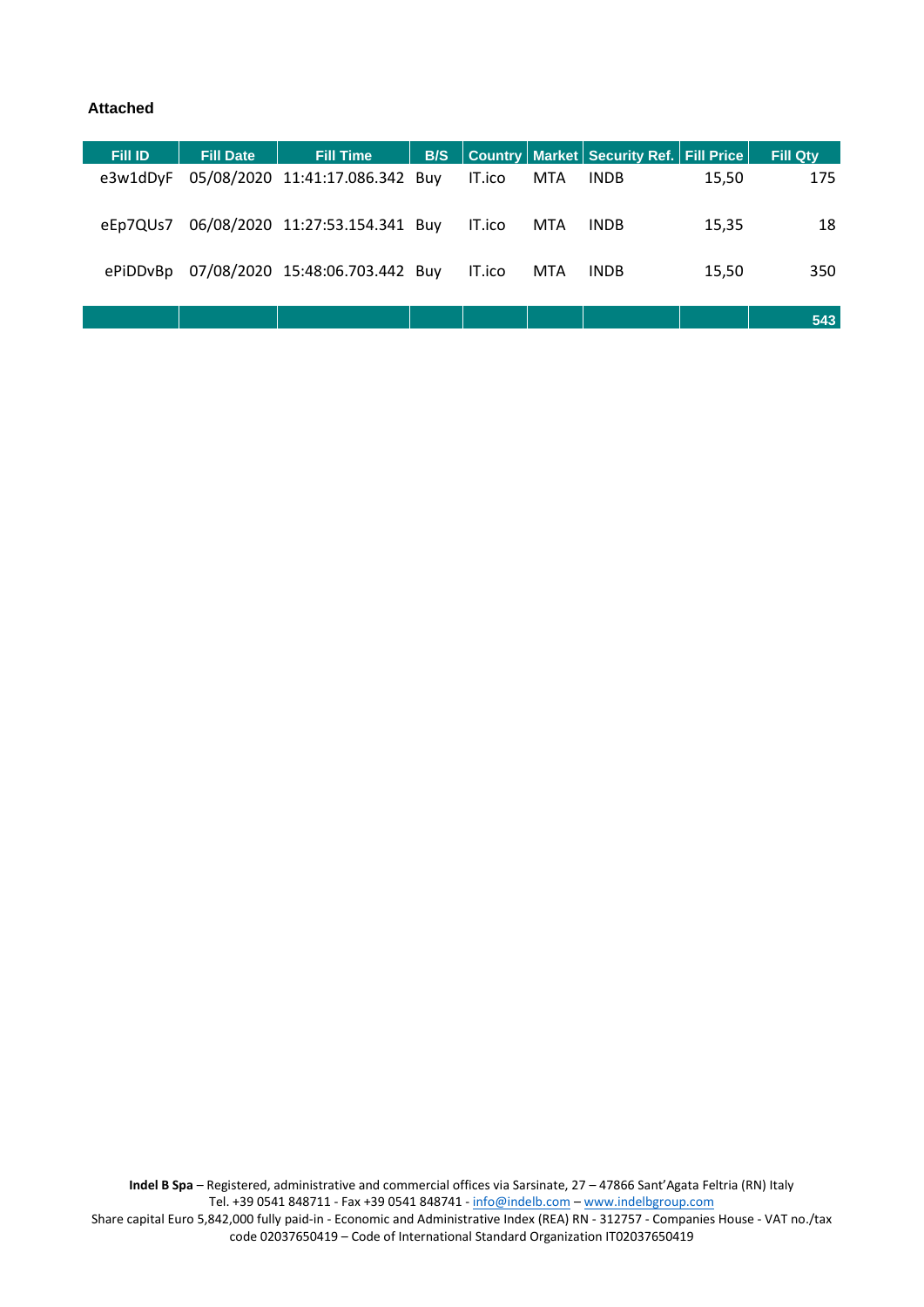**Attached**

| Fill ID | Fill Date | Fill Time | B/S | Country | Market | Security Ref. | Fill Price | Fill Qty |
|---|---|---|---|---|---|---|---|---|
| e3w1dDyF | 05/08/2020 | 11:41:17.086.342 | Buy | IT.ico | MTA | INDB | 15,50 | 175 |
| eEp7QUs7 | 06/08/2020 | 11:27:53.154.341 | Buy | IT.ico | MTA | INDB | 15,35 | 18 |
| ePiDDvBp | 07/08/2020 | 15:48:06.703.442 | Buy | IT.ico | MTA | INDB | 15,50 | 350 |
| | | | | | | | | 543 |

**Indel B Spa** – Registered, administrative and commercial offices via Sarsinate, 27 – 47866 Sant'Agata Feltria (RN) Italy
Tel. +39 0541 848711 - Fax +39 0541 848741 - info@indelb.com – www.indelbgroup.com
Share capital Euro 5,842,000 fully paid-in - Economic and Administrative Index (REA) RN - 312757 - Companies House - VAT no./tax code 02037650419 – Code of International Standard Organization IT02037650419